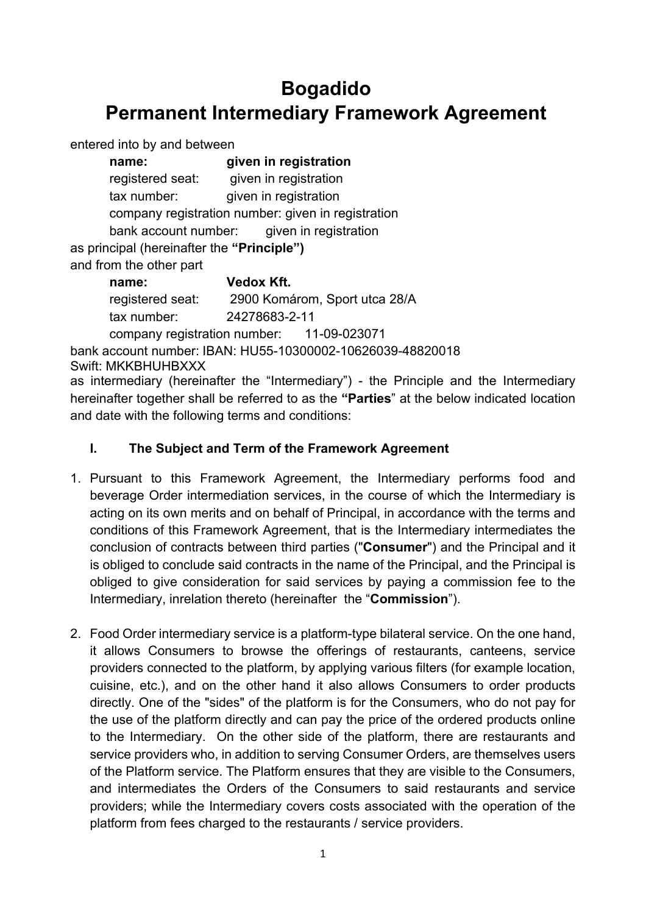# Bogadido
# Permanent Intermediary Framework Agreement

entered into by and between

**name:** **given in registration**
registered seat: given in registration
tax number: given in registration
company registration number: given in registration
bank account number: given in registration

as principal (hereinafter the **"Principle")**

and from the other part

**name:** **Vedox Kft.**
registered seat: 2900 Komárom, Sport utca 28/A
tax number: 24278683-2-11
company registration number: 11-09-023071

bank account number: IBAN: HU55-10300002-10626039-48820018
Swift: MKKBHUHBXXX

as intermediary (hereinafter the "Intermediary") - the Principle and the Intermediary hereinafter together shall be referred to as the **"Parties**" at the below indicated location and date with the following terms and conditions:

## I. The Subject and Term of the Framework Agreement

1. Pursuant to this Framework Agreement, the Intermediary performs food and beverage Order intermediation services, in the course of which the Intermediary is acting on its own merits and on behalf of Principal, in accordance with the terms and conditions of this Framework Agreement, that is the Intermediary intermediates the conclusion of contracts between third parties ("**Consumer**") and the Principal and it is obliged to conclude said contracts in the name of the Principal, and the Principal is obliged to give consideration for said services by paying a commission fee to the Intermediary, inrelation thereto (hereinafter the "**Commission**").

2. Food Order intermediary service is a platform-type bilateral service. On the one hand, it allows Consumers to browse the offerings of restaurants, canteens, service providers connected to the platform, by applying various filters (for example location, cuisine, etc.), and on the other hand it also allows Consumers to order products directly. One of the "sides" of the platform is for the Consumers, who do not pay for the use of the platform directly and can pay the price of the ordered products online to the Intermediary. On the other side of the platform, there are restaurants and service providers who, in addition to serving Consumer Orders, are themselves users of the Platform service. The Platform ensures that they are visible to the Consumers, and intermediates the Orders of the Consumers to said restaurants and service providers; while the Intermediary covers costs associated with the operation of the platform from fees charged to the restaurants / service providers.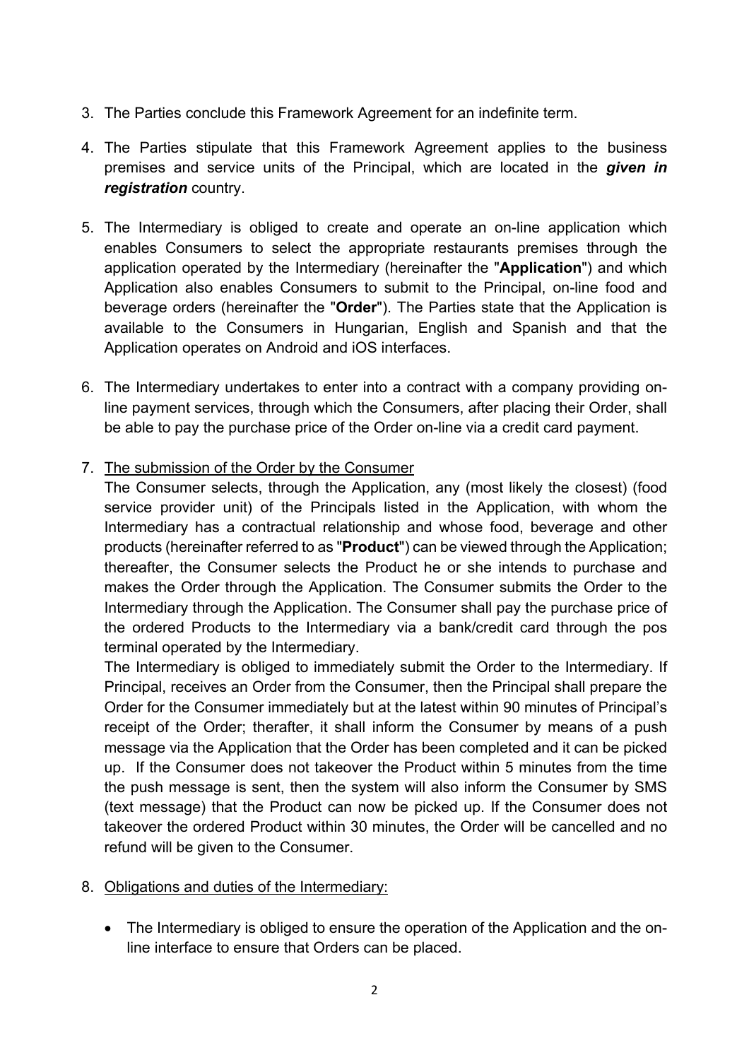3. The Parties conclude this Framework Agreement for an indefinite term.

4. The Parties stipulate that this Framework Agreement applies to the business premises and service units of the Principal, which are located in the ***given in registration*** country.

5. The Intermediary is obliged to create and operate an on-line application which enables Consumers to select the appropriate restaurants premises through the application operated by the Intermediary (hereinafter the "**Application**") and which Application also enables Consumers to submit to the Principal, on-line food and beverage orders (hereinafter the "**Order**"). The Parties state that the Application is available to the Consumers in Hungarian, English and Spanish and that the Application operates on Android and iOS interfaces.

6. The Intermediary undertakes to enter into a contract with a company providing on-line payment services, through which the Consumers, after placing their Order, shall be able to pay the purchase price of the Order on-line via a credit card payment.

7. <u>The submission of the Order by the Consumer</u>

   The Consumer selects, through the Application, any (most likely the closest) (food service provider unit) of the Principals listed in the Application, with whom the Intermediary has a contractual relationship and whose food, beverage and other products (hereinafter referred to as "**Product**") can be viewed through the Application; thereafter, the Consumer selects the Product he or she intends to purchase and makes the Order through the Application. The Consumer submits the Order to the Intermediary through the Application. The Consumer shall pay the purchase price of the ordered Products to the Intermediary via a bank/credit card through the pos terminal operated by the Intermediary.

   The Intermediary is obliged to immediately submit the Order to the Intermediary. If Principal, receives an Order from the Consumer, then the Principal shall prepare the Order for the Consumer immediately but at the latest within 90 minutes of Principal's receipt of the Order; therafter, it shall inform the Consumer by means of a push message via the Application that the Order has been completed and it can be picked up. If the Consumer does not takeover the Product within 5 minutes from the time the push message is sent, then the system will also inform the Consumer by SMS (text message) that the Product can now be picked up. If the Consumer does not takeover the ordered Product within 30 minutes, the Order will be cancelled and no refund will be given to the Consumer.

8. <u>Obligations and duties of the Intermediary:</u>

   - The Intermediary is obliged to ensure the operation of the Application and the on-line interface to ensure that Orders can be placed.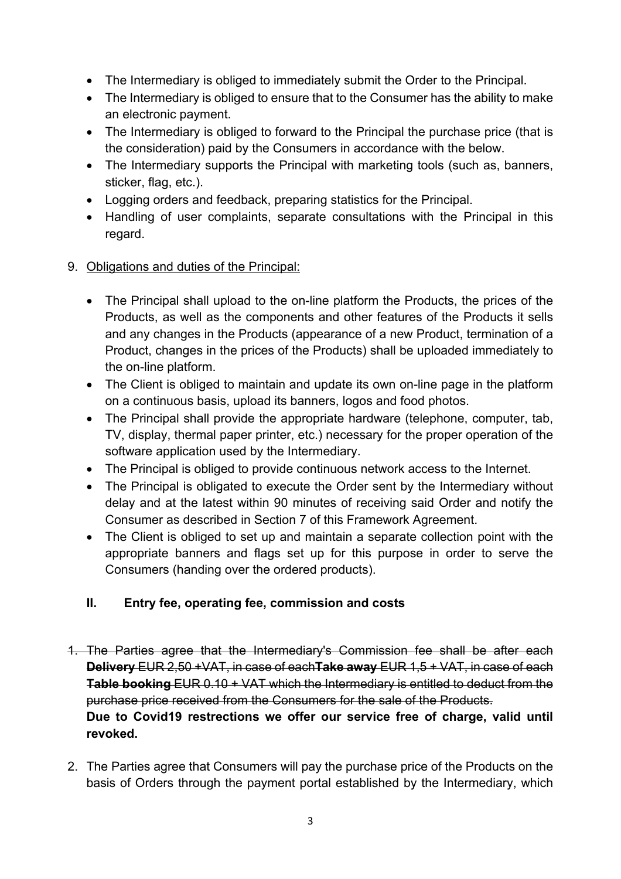- The Intermediary is obliged to immediately submit the Order to the Principal.
- The Intermediary is obliged to ensure that to the Consumer has the ability to make an electronic payment.
- The Intermediary is obliged to forward to the Principal the purchase price (that is the consideration) paid by the Consumers in accordance with the below.
- The Intermediary supports the Principal with marketing tools (such as, banners, sticker, flag, etc.).
- Logging orders and feedback, preparing statistics for the Principal.
- Handling of user complaints, separate consultations with the Principal in this regard.

9. Obligations and duties of the Principal:

   - The Principal shall upload to the on-line platform the Products, the prices of the Products, as well as the components and other features of the Products it sells and any changes in the Products (appearance of a new Product, termination of a Product, changes in the prices of the Products) shall be uploaded immediately to the on-line platform.
   - The Client is obliged to maintain and update its own on-line page in the platform on a continuous basis, upload its banners, logos and food photos.
   - The Principal shall provide the appropriate hardware (telephone, computer, tab, TV, display, thermal paper printer, etc.) necessary for the proper operation of the software application used by the Intermediary.
   - The Principal is obliged to provide continuous network access to the Internet.
   - The Principal is obligated to execute the Order sent by the Intermediary without delay and at the latest within 90 minutes of receiving said Order and notify the Consumer as described in Section 7 of this Framework Agreement.
   - The Client is obliged to set up and maintain a separate collection point with the appropriate banners and flags set up for this purpose in order to serve the Consumers (handing over the ordered products).

## II. Entry fee, operating fee, commission and costs

1. ~~The Parties agree that the Intermediary's Commission fee shall be after each **Delivery** EUR 2,50 +VAT, in case of each **Take away** EUR 1,5 + VAT, in case of each **Table booking** EUR 0.10 + VAT which the Intermediary is entitled to deduct from the purchase price received from the Consumers for the sale of the Products.~~
   **Due to Covid19 restrections we offer our service free of charge, valid until revoked.**

2. The Parties agree that Consumers will pay the purchase price of the Products on the basis of Orders through the payment portal established by the Intermediary, which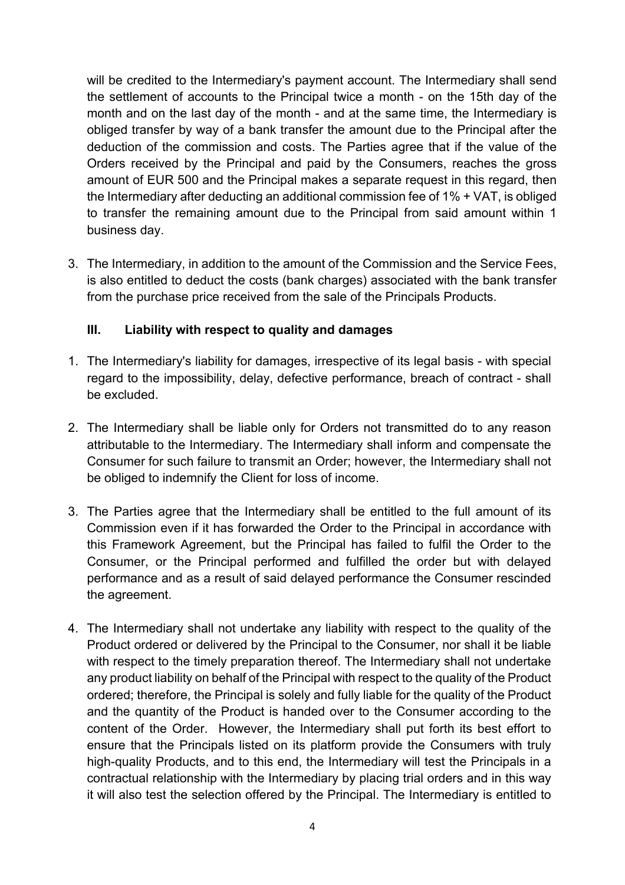will be credited to the Intermediary's payment account. The Intermediary shall send the settlement of accounts to the Principal twice a month - on the 15th day of the month and on the last day of the month - and at the same time, the Intermediary is obliged transfer by way of a bank transfer the amount due to the Principal after the deduction of the commission and costs. The Parties agree that if the value of the Orders received by the Principal and paid by the Consumers, reaches the gross amount of EUR 500 and the Principal makes a separate request in this regard, then the Intermediary after deducting an additional commission fee of 1% + VAT, is obliged to transfer the remaining amount due to the Principal from said amount within 1 business day.

3. The Intermediary, in addition to the amount of the Commission and the Service Fees, is also entitled to deduct the costs (bank charges) associated with the bank transfer from the purchase price received from the sale of the Principals Products.

### III. Liability with respect to quality and damages

1. The Intermediary's liability for damages, irrespective of its legal basis - with special regard to the impossibility, delay, defective performance, breach of contract - shall be excluded.

2. The Intermediary shall be liable only for Orders not transmitted do to any reason attributable to the Intermediary. The Intermediary shall inform and compensate the Consumer for such failure to transmit an Order; however, the Intermediary shall not be obliged to indemnify the Client for loss of income.

3. The Parties agree that the Intermediary shall be entitled to the full amount of its Commission even if it has forwarded the Order to the Principal in accordance with this Framework Agreement, but the Principal has failed to fulfil the Order to the Consumer, or the Principal performed and fulfilled the order but with delayed performance and as a result of said delayed performance the Consumer rescinded the agreement.

4. The Intermediary shall not undertake any liability with respect to the quality of the Product ordered or delivered by the Principal to the Consumer, nor shall it be liable with respect to the timely preparation thereof. The Intermediary shall not undertake any product liability on behalf of the Principal with respect to the quality of the Product ordered; therefore, the Principal is solely and fully liable for the quality of the Product and the quantity of the Product is handed over to the Consumer according to the content of the Order. However, the Intermediary shall put forth its best effort to ensure that the Principals listed on its platform provide the Consumers with truly high-quality Products, and to this end, the Intermediary will test the Principals in a contractual relationship with the Intermediary by placing trial orders and in this way it will also test the selection offered by the Principal. The Intermediary is entitled to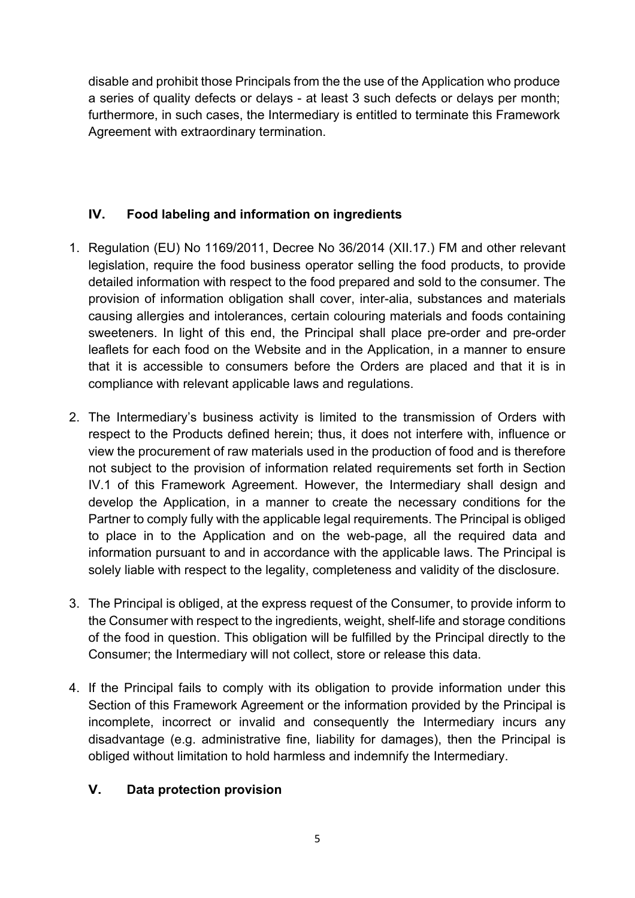disable and prohibit those Principals from the the use of the Application who produce a series of quality defects or delays - at least 3 such defects or delays per month; furthermore, in such cases, the Intermediary is entitled to terminate this Framework Agreement with extraordinary termination.

## IV. Food labeling and information on ingredients

1. Regulation (EU) No 1169/2011, Decree No 36/2014 (XII.17.) FM and other relevant legislation, require the food business operator selling the food products, to provide detailed information with respect to the food prepared and sold to the consumer. The provision of information obligation shall cover, inter-alia, substances and materials causing allergies and intolerances, certain colouring materials and foods containing sweeteners. In light of this end, the Principal shall place pre-order and pre-order leaflets for each food on the Website and in the Application, in a manner to ensure that it is accessible to consumers before the Orders are placed and that it is in compliance with relevant applicable laws and regulations.

2. The Intermediary's business activity is limited to the transmission of Orders with respect to the Products defined herein; thus, it does not interfere with, influence or view the procurement of raw materials used in the production of food and is therefore not subject to the provision of information related requirements set forth in Section IV.1 of this Framework Agreement. However, the Intermediary shall design and develop the Application, in a manner to create the necessary conditions for the Partner to comply fully with the applicable legal requirements. The Principal is obliged to place in to the Application and on the web-page, all the required data and information pursuant to and in accordance with the applicable laws. The Principal is solely liable with respect to the legality, completeness and validity of the disclosure.

3. The Principal is obliged, at the express request of the Consumer, to provide inform to the Consumer with respect to the ingredients, weight, shelf-life and storage conditions of the food in question. This obligation will be fulfilled by the Principal directly to the Consumer; the Intermediary will not collect, store or release this data.

4. If the Principal fails to comply with its obligation to provide information under this Section of this Framework Agreement or the information provided by the Principal is incomplete, incorrect or invalid and consequently the Intermediary incurs any disadvantage (e.g. administrative fine, liability for damages), then the Principal is obliged without limitation to hold harmless and indemnify the Intermediary.

## V. Data protection provision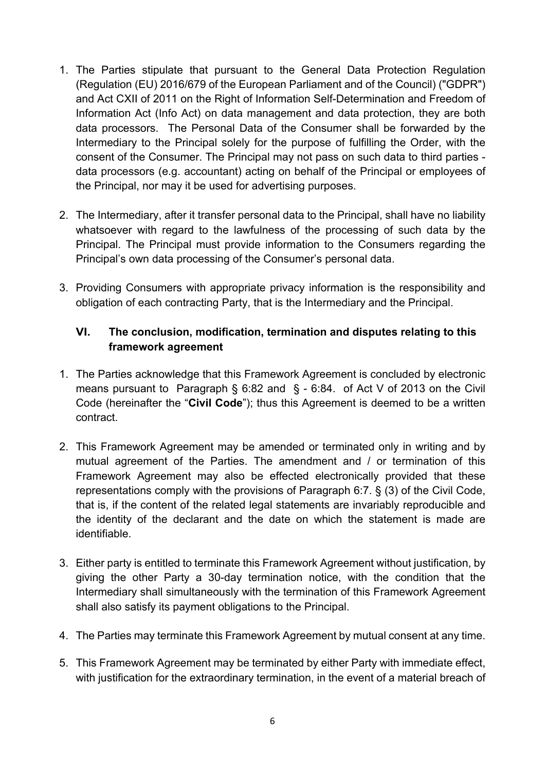1. The Parties stipulate that pursuant to the General Data Protection Regulation (Regulation (EU) 2016/679 of the European Parliament and of the Council) ("GDPR") and Act CXII of 2011 on the Right of Information Self-Determination and Freedom of Information Act (Info Act) on data management and data protection, they are both data processors. The Personal Data of the Consumer shall be forwarded by the Intermediary to the Principal solely for the purpose of fulfilling the Order, with the consent of the Consumer. The Principal may not pass on such data to third parties - data processors (e.g. accountant) acting on behalf of the Principal or employees of the Principal, nor may it be used for advertising purposes.

2. The Intermediary, after it transfer personal data to the Principal, shall have no liability whatsoever with regard to the lawfulness of the processing of such data by the Principal. The Principal must provide information to the Consumers regarding the Principal's own data processing of the Consumer's personal data.

3. Providing Consumers with appropriate privacy information is the responsibility and obligation of each contracting Party, that is the Intermediary and the Principal.

## VI. The conclusion, modification, termination and disputes relating to this framework agreement

1. The Parties acknowledge that this Framework Agreement is concluded by electronic means pursuant to Paragraph § 6:82 and § - 6:84. of Act V of 2013 on the Civil Code (hereinafter the "**Civil Code**"); thus this Agreement is deemed to be a written contract.

2. This Framework Agreement may be amended or terminated only in writing and by mutual agreement of the Parties. The amendment and / or termination of this Framework Agreement may also be effected electronically provided that these representations comply with the provisions of Paragraph 6:7. § (3) of the Civil Code, that is, if the content of the related legal statements are invariably reproducible and the identity of the declarant and the date on which the statement is made are identifiable.

3. Either party is entitled to terminate this Framework Agreement without justification, by giving the other Party a 30-day termination notice, with the condition that the Intermediary shall simultaneously with the termination of this Framework Agreement shall also satisfy its payment obligations to the Principal.

4. The Parties may terminate this Framework Agreement by mutual consent at any time.

5. This Framework Agreement may be terminated by either Party with immediate effect, with justification for the extraordinary termination, in the event of a material breach of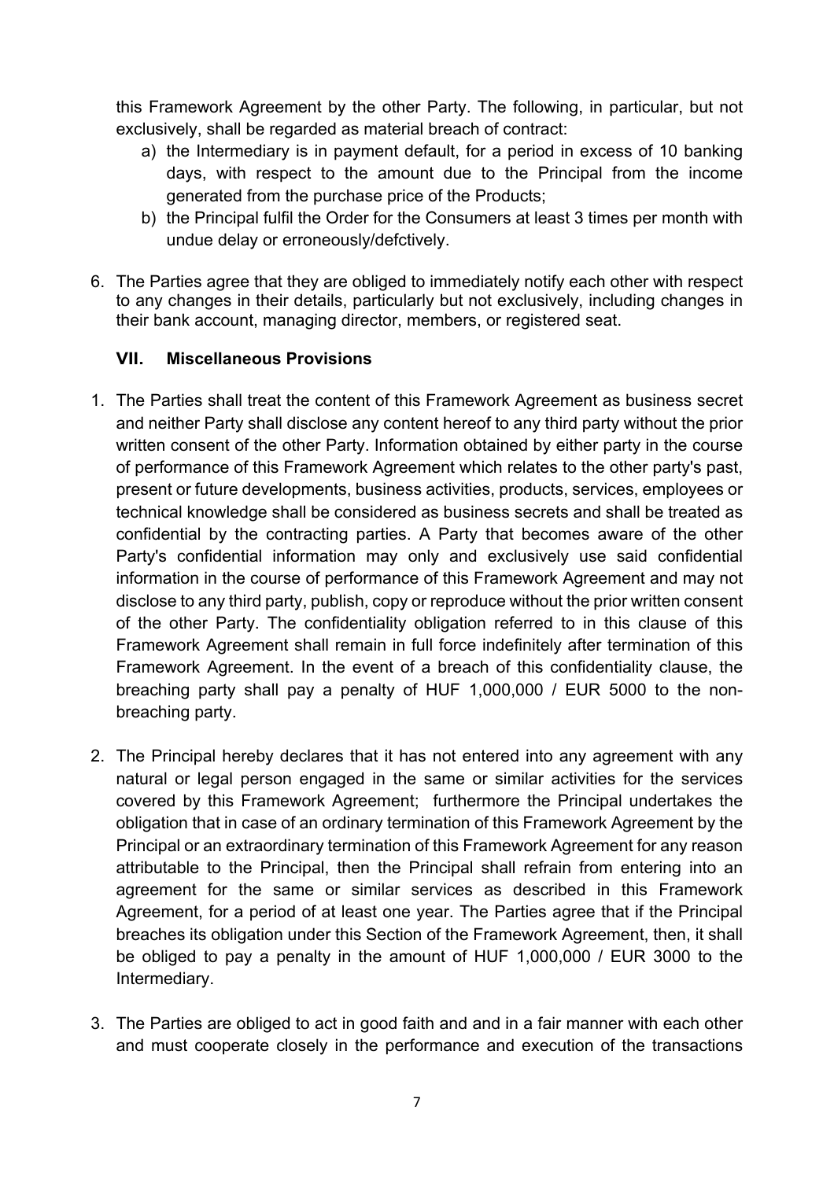this Framework Agreement by the other Party. The following, in particular, but not exclusively, shall be regarded as material breach of contract:

a) the Intermediary is in payment default, for a period in excess of 10 banking days, with respect to the amount due to the Principal from the income generated from the purchase price of the Products;
b) the Principal fulfil the Order for the Consumers at least 3 times per month with undue delay or erroneously/defctively.

6. The Parties agree that they are obliged to immediately notify each other with respect to any changes in their details, particularly but not exclusively, including changes in their bank account, managing director, members, or registered seat.

### VII. Miscellaneous Provisions

1. The Parties shall treat the content of this Framework Agreement as business secret and neither Party shall disclose any content hereof to any third party without the prior written consent of the other Party. Information obtained by either party in the course of performance of this Framework Agreement which relates to the other party's past, present or future developments, business activities, products, services, employees or technical knowledge shall be considered as business secrets and shall be treated as confidential by the contracting parties. A Party that becomes aware of the other Party's confidential information may only and exclusively use said confidential information in the course of performance of this Framework Agreement and may not disclose to any third party, publish, copy or reproduce without the prior written consent of the other Party. The confidentiality obligation referred to in this clause of this Framework Agreement shall remain in full force indefinitely after termination of this Framework Agreement. In the event of a breach of this confidentiality clause, the breaching party shall pay a penalty of HUF 1,000,000 / EUR 5000 to the non-breaching party.

2. The Principal hereby declares that it has not entered into any agreement with any natural or legal person engaged in the same or similar activities for the services covered by this Framework Agreement; furthermore the Principal undertakes the obligation that in case of an ordinary termination of this Framework Agreement by the Principal or an extraordinary termination of this Framework Agreement for any reason attributable to the Principal, then the Principal shall refrain from entering into an agreement for the same or similar services as described in this Framework Agreement, for a period of at least one year. The Parties agree that if the Principal breaches its obligation under this Section of the Framework Agreement, then, it shall be obliged to pay a penalty in the amount of HUF 1,000,000 / EUR 3000 to the Intermediary.

3. The Parties are obliged to act in good faith and and in a fair manner with each other and must cooperate closely in the performance and execution of the transactions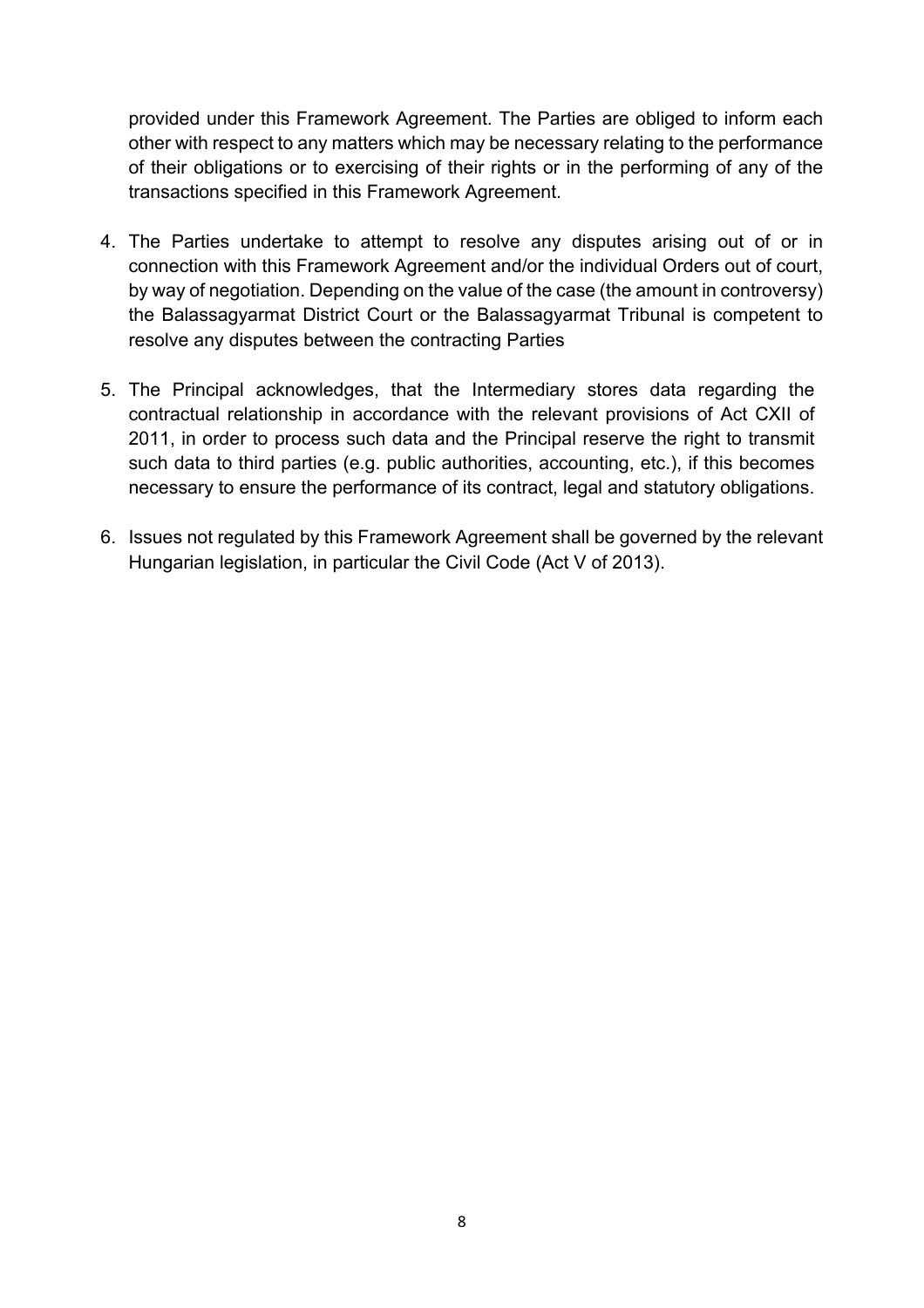provided under this Framework Agreement. The Parties are obliged to inform each other with respect to any matters which may be necessary relating to the performance of their obligations or to exercising of their rights or in the performing of any of the transactions specified in this Framework Agreement.

4. The Parties undertake to attempt to resolve any disputes arising out of or in connection with this Framework Agreement and/or the individual Orders out of court, by way of negotiation. Depending on the value of the case (the amount in controversy) the Balassagyarmat District Court or the Balassagyarmat Tribunal is competent to resolve any disputes between the contracting Parties

5. The Principal acknowledges, that the Intermediary stores data regarding the contractual relationship in accordance with the relevant provisions of Act CXII of 2011, in order to process such data and the Principal reserve the right to transmit such data to third parties (e.g. public authorities, accounting, etc.), if this becomes necessary to ensure the performance of its contract, legal and statutory obligations.

6. Issues not regulated by this Framework Agreement shall be governed by the relevant Hungarian legislation, in particular the Civil Code (Act V of 2013).